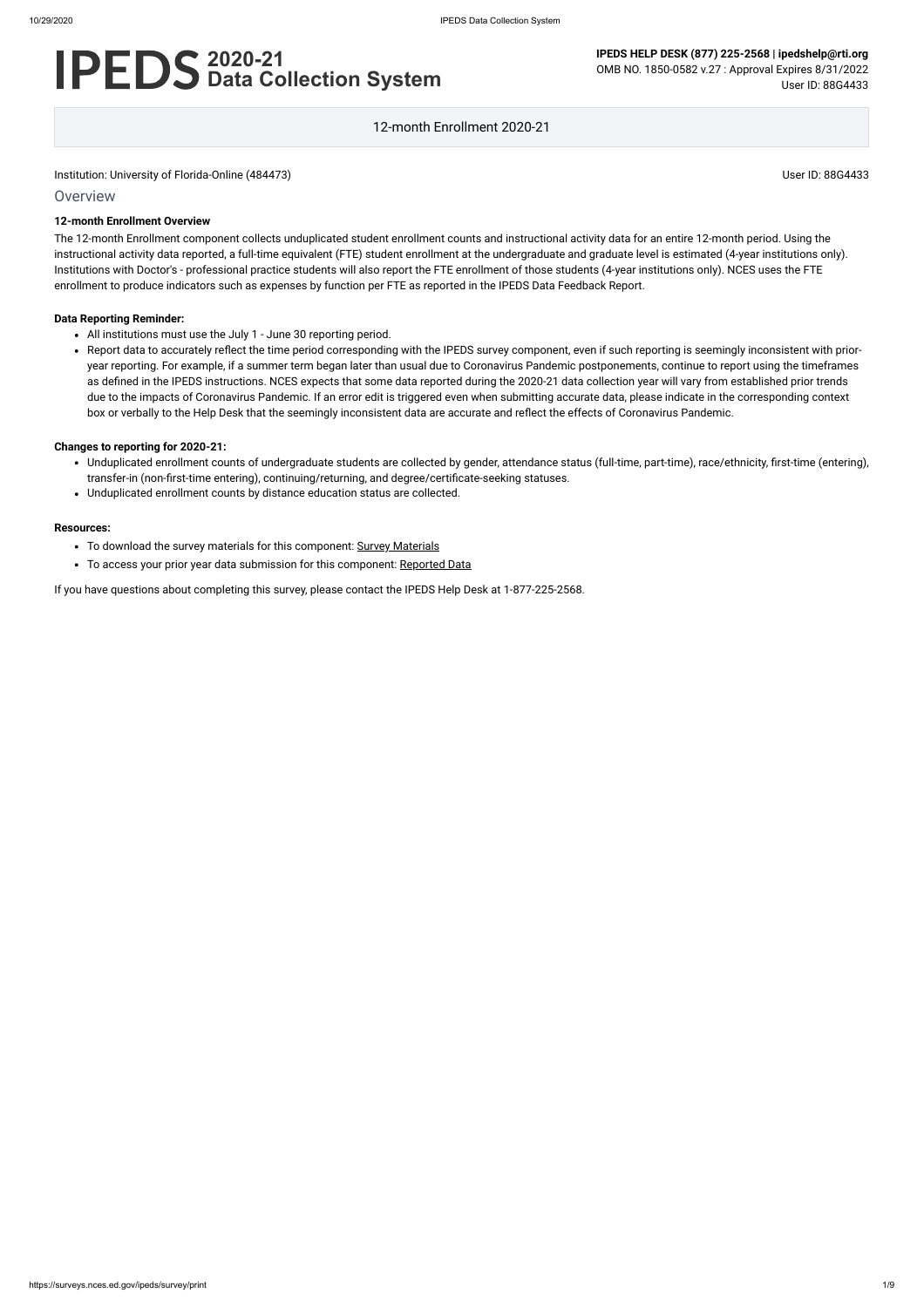# IPEDS 2020-21 Data Collection System

**IPEDS HELP DESK (877) 225-2568 | ipedshelp@rti.org**
OMB NO. 1850-0582 v.27 : Approval Expires 8/31/2022
User ID: 88G4433

12-month Enrollment 2020-21

Institution: University of Florida-Online (484473)

User ID: 88G4433

## Overview

### 12-month Enrollment Overview

The 12-month Enrollment component collects unduplicated student enrollment counts and instructional activity data for an entire 12-month period. Using the instructional activity data reported, a full-time equivalent (FTE) student enrollment at the undergraduate and graduate level is estimated (4-year institutions only). Institutions with Doctor's - professional practice students will also report the FTE enrollment of those students (4-year institutions only). NCES uses the FTE enrollment to produce indicators such as expenses by function per FTE as reported in the IPEDS Data Feedback Report.

### Data Reporting Reminder:

- All institutions must use the July 1 - June 30 reporting period.
- Report data to accurately reflect the time period corresponding with the IPEDS survey component, even if such reporting is seemingly inconsistent with prior-year reporting. For example, if a summer term began later than usual due to Coronavirus Pandemic postponements, continue to report using the timeframes as defined in the IPEDS instructions. NCES expects that some data reported during the 2020-21 data collection year will vary from established prior trends due to the impacts of Coronavirus Pandemic. If an error edit is triggered even when submitting accurate data, please indicate in the corresponding context box or verbally to the Help Desk that the seemingly inconsistent data are accurate and reflect the effects of Coronavirus Pandemic.

### Changes to reporting for 2020-21:

- Unduplicated enrollment counts of undergraduate students are collected by gender, attendance status (full-time, part-time), race/ethnicity, first-time (entering), transfer-in (non-first-time entering), continuing/returning, and degree/certificate-seeking statuses.
- Unduplicated enrollment counts by distance education status are collected.

### Resources:

- To download the survey materials for this component: Survey Materials
- To access your prior year data submission for this component: Reported Data

If you have questions about completing this survey, please contact the IPEDS Help Desk at 1-877-225-2568.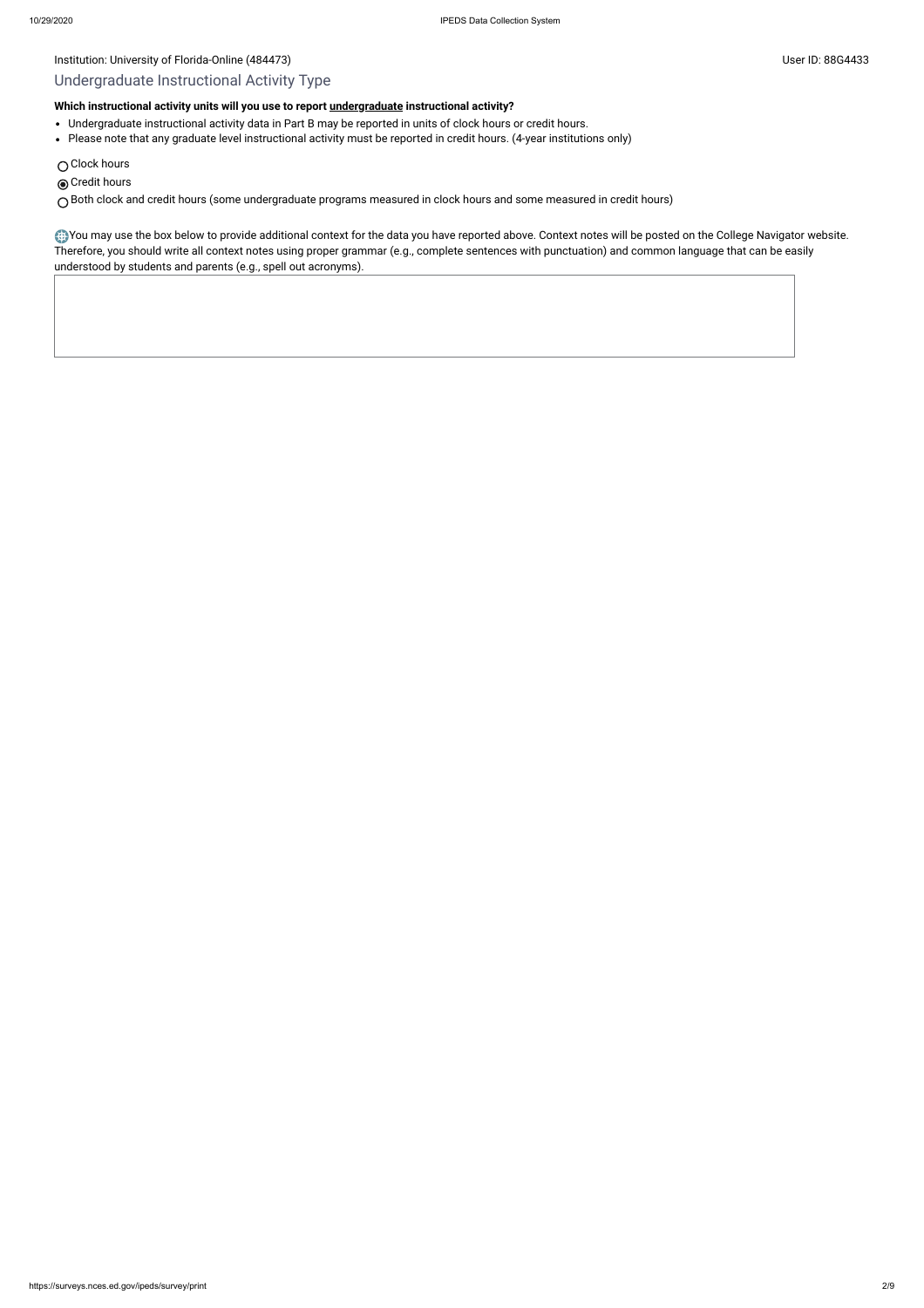Institution: University of Florida-Online (484473)

User ID: 88G4433

## Undergraduate Instructional Activity Type

**Which instructional activity units will you use to report undergraduate instructional activity?**

- Undergraduate instructional activity data in Part B may be reported in units of clock hours or credit hours.
- Please note that any graduate level instructional activity must be reported in credit hours. (4-year institutions only)

○ Clock hours

◉ Credit hours

○ Both clock and credit hours (some undergraduate programs measured in clock hours and some measured in credit hours)

You may use the box below to provide additional context for the data you have reported above. Context notes will be posted on the College Navigator website. Therefore, you should write all context notes using proper grammar (e.g., complete sentences with punctuation) and common language that can be easily understood by students and parents (e.g., spell out acronyms).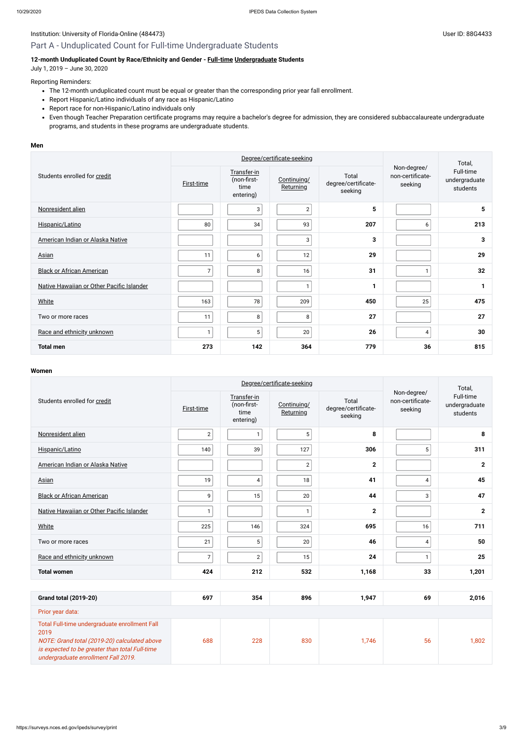Institution: University of Florida-Online (484473)

User ID: 88G4433

## Part A - Unduplicated Count for Full-time Undergraduate Students

**12-month Unduplicated Count by Race/Ethnicity and Gender - Full-time Undergraduate Students**
July 1, 2019 – June 30, 2020

Reporting Reminders:

- The 12-month unduplicated count must be equal or greater than the corresponding prior year fall enrollment.
- Report Hispanic/Latino individuals of any race as Hispanic/Latino
- Report race for non-Hispanic/Latino individuals only
- Even though Teacher Preparation certificate programs may require a bachelor's degree for admission, they are considered subbaccalaureate undergraduate programs, and students in these programs are undergraduate students.

**Men**

| Students enrolled for credit | Degree/certificate-seeking | | | | Non-degree/ non-certificate-seeking | Total, Full-time undergraduate students |
|---|---|---|---|---|---|---|
| | First-time | Transfer-in (non-first-time entering) | Continuing/ Returning | Total degree/certificate-seeking | | |
| Nonresident alien | | 3 | 2 | **5** | | **5** |
| Hispanic/Latino | 80 | 34 | 93 | **207** | 6 | **213** |
| American Indian or Alaska Native | | | 3 | **3** | | **3** |
| Asian | 11 | 6 | 12 | **29** | | **29** |
| Black or African American | 7 | 8 | 16 | **31** | 1 | **32** |
| Native Hawaiian or Other Pacific Islander | | | 1 | **1** | | **1** |
| White | 163 | 78 | 209 | **450** | 25 | **475** |
| Two or more races | 11 | 8 | 8 | **27** | | **27** |
| Race and ethnicity unknown | 1 | 5 | 20 | **26** | 4 | **30** |
| **Total men** | **273** | **142** | **364** | **779** | **36** | **815** |

**Women**

| Students enrolled for credit | Degree/certificate-seeking | | | | Non-degree/ non-certificate-seeking | Total, Full-time undergraduate students |
|---|---|---|---|---|---|---|
| | First-time | Transfer-in (non-first-time entering) | Continuing/ Returning | Total degree/certificate-seeking | | |
| Nonresident alien | 2 | 1 | 5 | **8** | | **8** |
| Hispanic/Latino | 140 | 39 | 127 | **306** | 5 | **311** |
| American Indian or Alaska Native | | | 2 | **2** | | **2** |
| Asian | 19 | 4 | 18 | **41** | 4 | **45** |
| Black or African American | 9 | 15 | 20 | **44** | 3 | **47** |
| Native Hawaiian or Other Pacific Islander | 1 | | 1 | **2** | | **2** |
| White | 225 | 146 | 324 | **695** | 16 | **711** |
| Two or more races | 21 | 5 | 20 | **46** | 4 | **50** |
| Race and ethnicity unknown | 7 | 2 | 15 | **24** | 1 | **25** |
| **Total women** | **424** | **212** | **532** | **1,168** | **33** | **1,201** |

| | | | | | | |
|---|---|---|---|---|---|---|
| **Grand total (2019-20)** | **697** | **354** | **896** | **1,947** | **69** | **2,016** |
| Prior year data: | | | | | | |
| Total Full-time undergraduate enrollment Fall 2019 *NOTE: Grand total (2019-20) calculated above is expected to be greater than total Full-time undergraduate enrollment Fall 2019.* | 688 | 228 | 830 | 1,746 | 56 | 1,802 |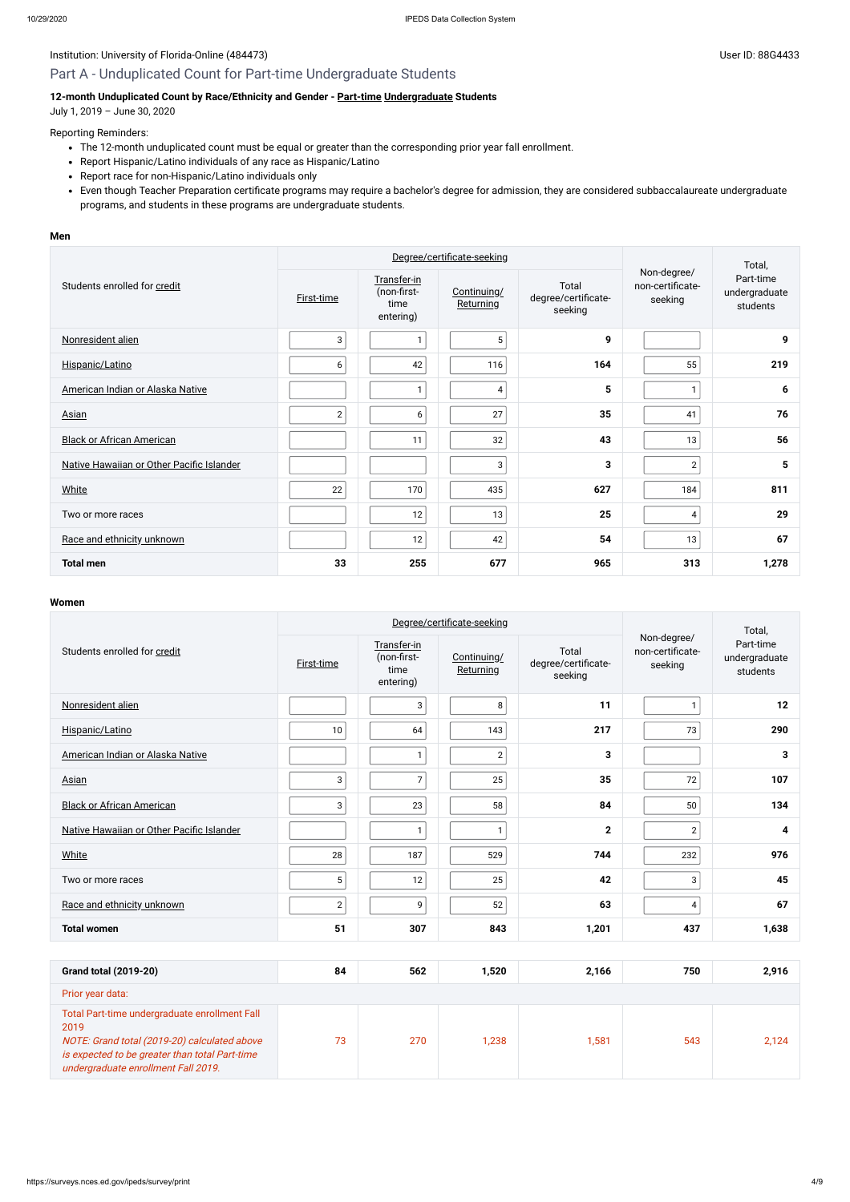Institution: University of Florida-Online (484473)

User ID: 88G4433

## Part A - Unduplicated Count for Part-time Undergraduate Students

**12-month Unduplicated Count by Race/Ethnicity and Gender - Part-time Undergraduate Students**
July 1, 2019 – June 30, 2020

Reporting Reminders:

- The 12-month unduplicated count must be equal or greater than the corresponding prior year fall enrollment.
- Report Hispanic/Latino individuals of any race as Hispanic/Latino
- Report race for non-Hispanic/Latino individuals only
- Even though Teacher Preparation certificate programs may require a bachelor's degree for admission, they are considered subbaccalaureate undergraduate programs, and students in these programs are undergraduate students.

**Men**

| Students enrolled for credit | Degree/certificate-seeking | | | | Non-degree/ non-certificate-seeking | Total, Part-time undergraduate students |
|---|---|---|---|---|---|---|
| | First-time | Transfer-in (non-first-time entering) | Continuing/ Returning | Total degree/certificate-seeking | | |
| Nonresident alien | 3 | 1 | 5 | **9** | | **9** |
| Hispanic/Latino | 6 | 42 | 116 | **164** | 55 | **219** |
| American Indian or Alaska Native | | 1 | 4 | **5** | 1 | **6** |
| Asian | 2 | 6 | 27 | **35** | 41 | **76** |
| Black or African American | | 11 | 32 | **43** | 13 | **56** |
| Native Hawaiian or Other Pacific Islander | | | 3 | **3** | 2 | **5** |
| White | 22 | 170 | 435 | **627** | 184 | **811** |
| Two or more races | | 12 | 13 | **25** | 4 | **29** |
| Race and ethnicity unknown | | 12 | 42 | **54** | 13 | **67** |
| **Total men** | **33** | **255** | **677** | **965** | **313** | **1,278** |

**Women**

| Students enrolled for credit | Degree/certificate-seeking | | | | Non-degree/ non-certificate-seeking | Total, Part-time undergraduate students |
|---|---|---|---|---|---|---|
| | First-time | Transfer-in (non-first-time entering) | Continuing/ Returning | Total degree/certificate-seeking | | |
| Nonresident alien | | 3 | 8 | **11** | 1 | **12** |
| Hispanic/Latino | 10 | 64 | 143 | **217** | 73 | **290** |
| American Indian or Alaska Native | | 1 | 2 | **3** | | **3** |
| Asian | 3 | 7 | 25 | **35** | 72 | **107** |
| Black or African American | 3 | 23 | 58 | **84** | 50 | **134** |
| Native Hawaiian or Other Pacific Islander | | 1 | 1 | **2** | 2 | **4** |
| White | 28 | 187 | 529 | **744** | 232 | **976** |
| Two or more races | 5 | 12 | 25 | **42** | 3 | **45** |
| Race and ethnicity unknown | 2 | 9 | 52 | **63** | 4 | **67** |
| **Total women** | **51** | **307** | **843** | **1,201** | **437** | **1,638** |

| | | | | | | |
|---|---|---|---|---|---|---|
| **Grand total (2019-20)** | **84** | **562** | **1,520** | **2,166** | **750** | **2,916** |
| Prior year data: | | | | | | |
| Total Part-time undergraduate enrollment Fall 2019 *NOTE: Grand total (2019-20) calculated above is expected to be greater than total Part-time undergraduate enrollment Fall 2019.* | 73 | 270 | 1,238 | 1,581 | 543 | 2,124 |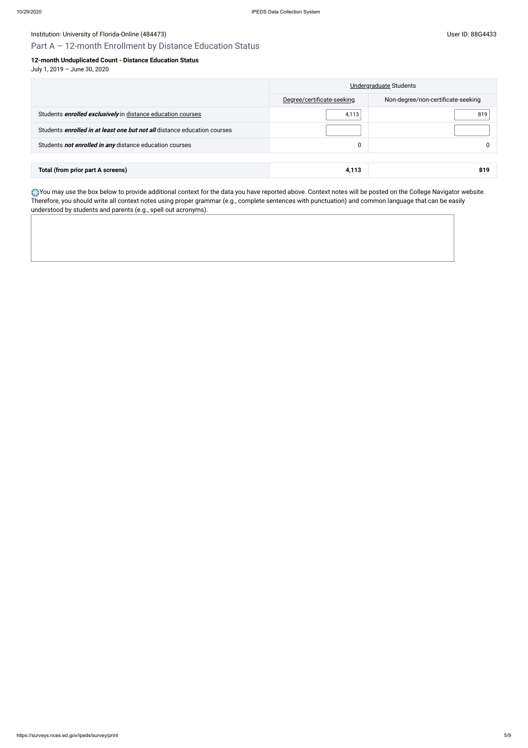Institution: University of Florida-Online (484473)

User ID: 88G4433

## Part A – 12-month Enrollment by Distance Education Status

**12-month Unduplicated Count - Distance Education Status**

July 1, 2019 – June 30, 2020

| | Undergraduate Students | |
|---|---|---|
| | Degree/certificate-seeking | Non-degree/non-certificate-seeking |
| Students ***enrolled exclusively*** in distance education courses | 4,113 | 819 |
| Students ***enrolled in at least one but not all*** distance education courses | | |
| Students ***not enrolled in any*** distance education courses | 0 | 0 |
| **Total (from prior part A screens)** | **4,113** | **819** |

You may use the box below to provide additional context for the data you have reported above. Context notes will be posted on the College Navigator website. Therefore, you should write all context notes using proper grammar (e.g., complete sentences with punctuation) and common language that can be easily understood by students and parents (e.g., spell out acronyms).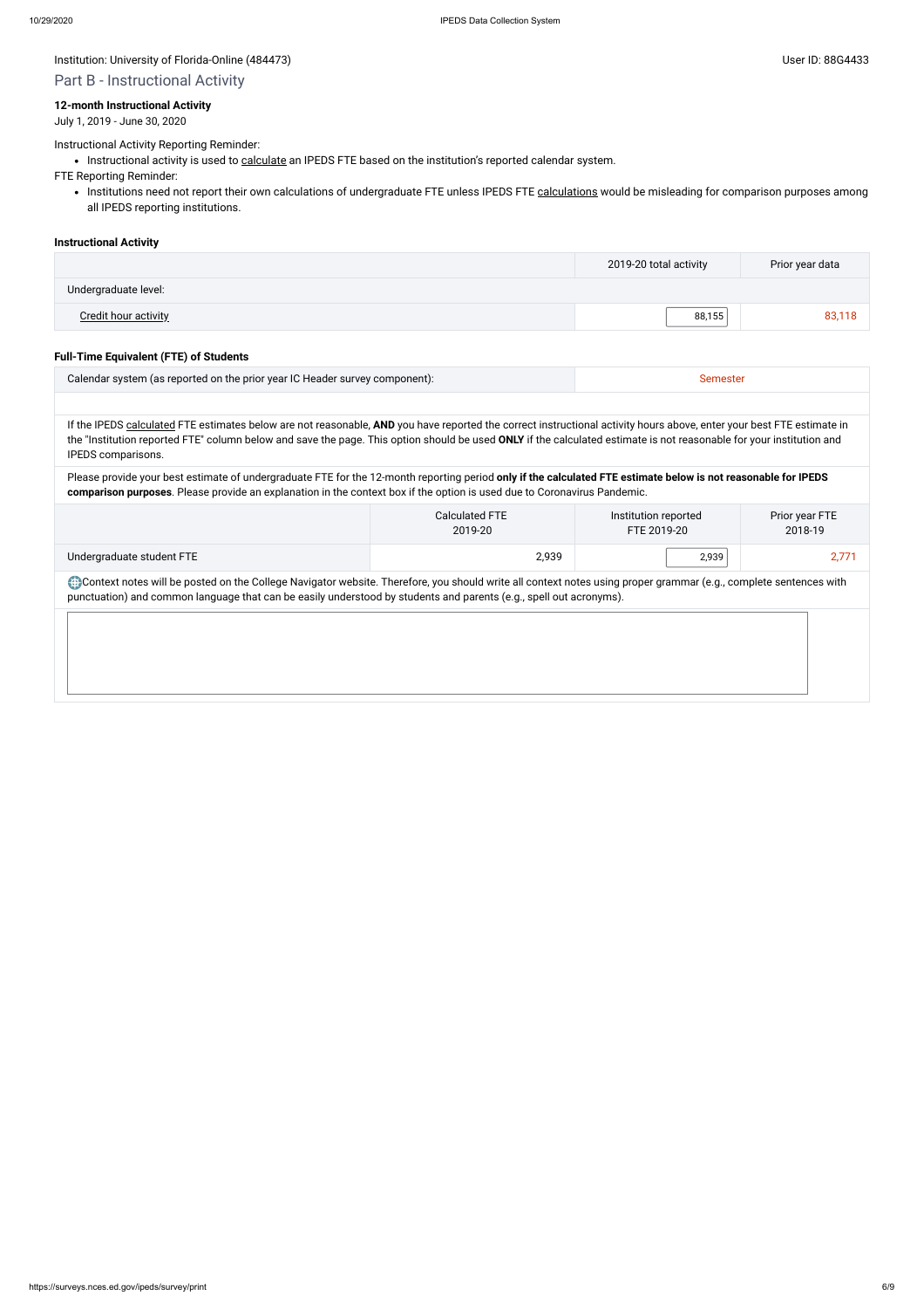Institution: University of Florida-Online (484473)

User ID: 88G4433

## Part B - Instructional Activity

**12-month Instructional Activity**

July 1, 2019 - June 30, 2020

Instructional Activity Reporting Reminder:

- Instructional activity is used to calculate an IPEDS FTE based on the institution's reported calendar system.

FTE Reporting Reminder:

- Institutions need not report their own calculations of undergraduate FTE unless IPEDS FTE calculations would be misleading for comparison purposes among all IPEDS reporting institutions.

### Instructional Activity

| | 2019-20 total activity | Prior year data |
|---|---|---|
| Undergraduate level: | | |
| Credit hour activity | 88,155 | 83,118 |

### Full-Time Equivalent (FTE) of Students

| Calendar system (as reported on the prior year IC Header survey component): | Semester |
|---|---|

If the IPEDS calculated FTE estimates below are not reasonable, **AND** you have reported the correct instructional activity hours above, enter your best FTE estimate in the "Institution reported FTE" column below and save the page. This option should be used **ONLY** if the calculated estimate is not reasonable for your institution and IPEDS comparisons.

Please provide your best estimate of undergraduate FTE for the 12-month reporting period **only if the calculated FTE estimate below is not reasonable for IPEDS comparison purposes**. Please provide an explanation in the context box if the option is used due to Coronavirus Pandemic.

| | Calculated FTE 2019-20 | Institution reported FTE 2019-20 | Prior year FTE 2018-19 |
|---|---|---|---|
| Undergraduate student FTE | 2,939 | 2,939 | 2,771 |

Context notes will be posted on the College Navigator website. Therefore, you should write all context notes using proper grammar (e.g., complete sentences with punctuation) and common language that can be easily understood by students and parents (e.g., spell out acronyms).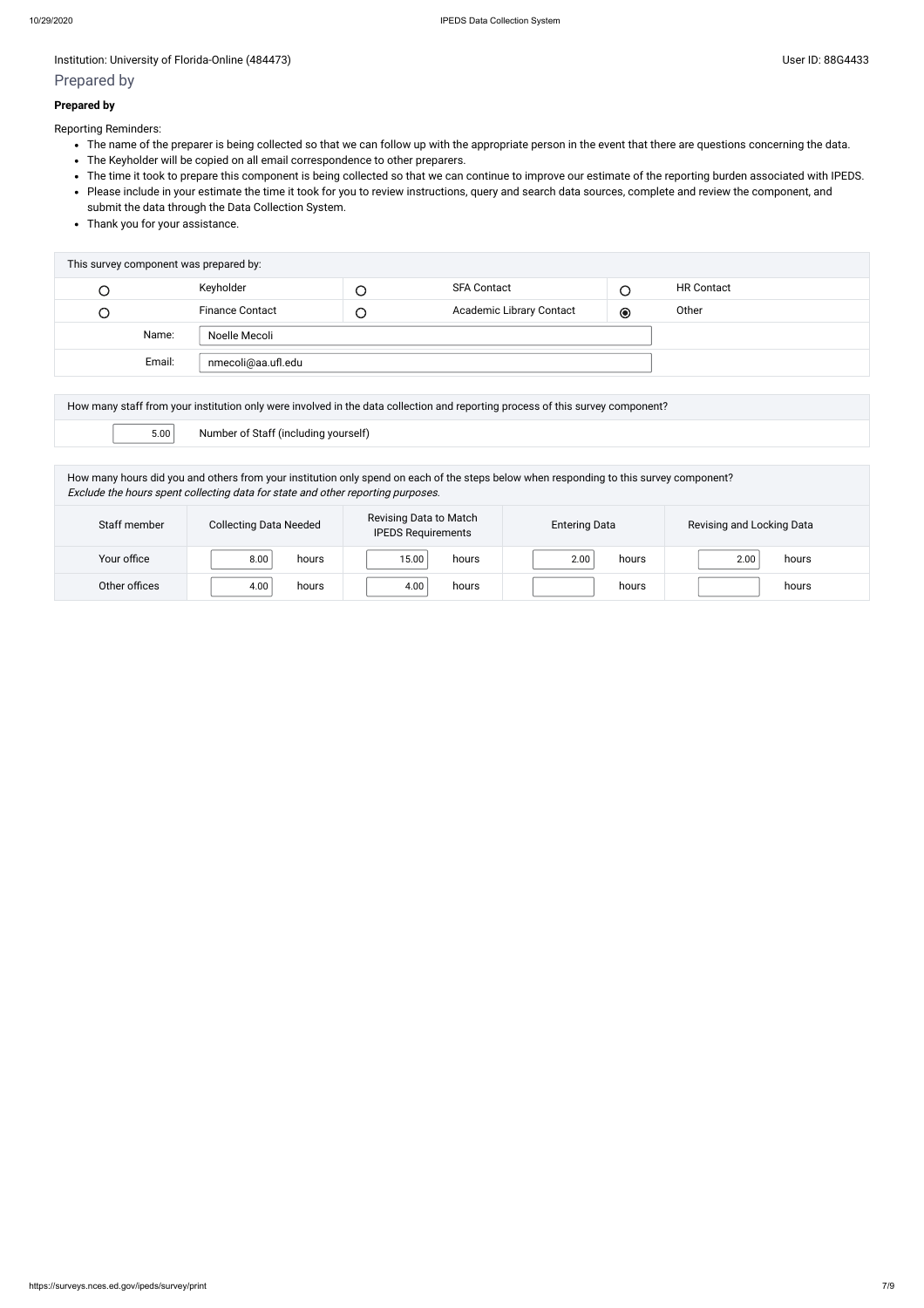Institution: University of Florida-Online (484473)

User ID: 88G4433

## Prepared by

**Prepared by**

Reporting Reminders:

- The name of the preparer is being collected so that we can follow up with the appropriate person in the event that there are questions concerning the data.
- The Keyholder will be copied on all email correspondence to other preparers.
- The time it took to prepare this component is being collected so that we can continue to improve our estimate of the reporting burden associated with IPEDS.
- Please include in your estimate the time it took for you to review instructions, query and search data sources, complete and review the component, and submit the data through the Data Collection System.
- Thank you for your assistance.

| This survey component was prepared by: | | | | | |
|---|---|---|---|---|---|
| ○ | Keyholder | ○ | SFA Contact | ○ | HR Contact |
| ○ | Finance Contact | ○ | Academic Library Contact | ◉ | Other |
| Name: | Noelle Mecoli | | | | |
| Email: | nmecoli@aa.ufl.edu | | | | |

| How many staff from your institution only were involved in the data collection and reporting process of this survey component? | |
|---|---|
| 5.00 | Number of Staff (including yourself) |

How many hours did you and others from your institution only spend on each of the steps below when responding to this survey component?
*Exclude the hours spent collecting data for state and other reporting purposes.*

| Staff member | Collecting Data Needed | Revising Data to Match IPEDS Requirements | Entering Data | Revising and Locking Data |
|---|---|---|---|---|
| Your office | 8.00 hours | 15.00 hours | 2.00 hours | 2.00 hours |
| Other offices | 4.00 hours | 4.00 hours | hours | hours |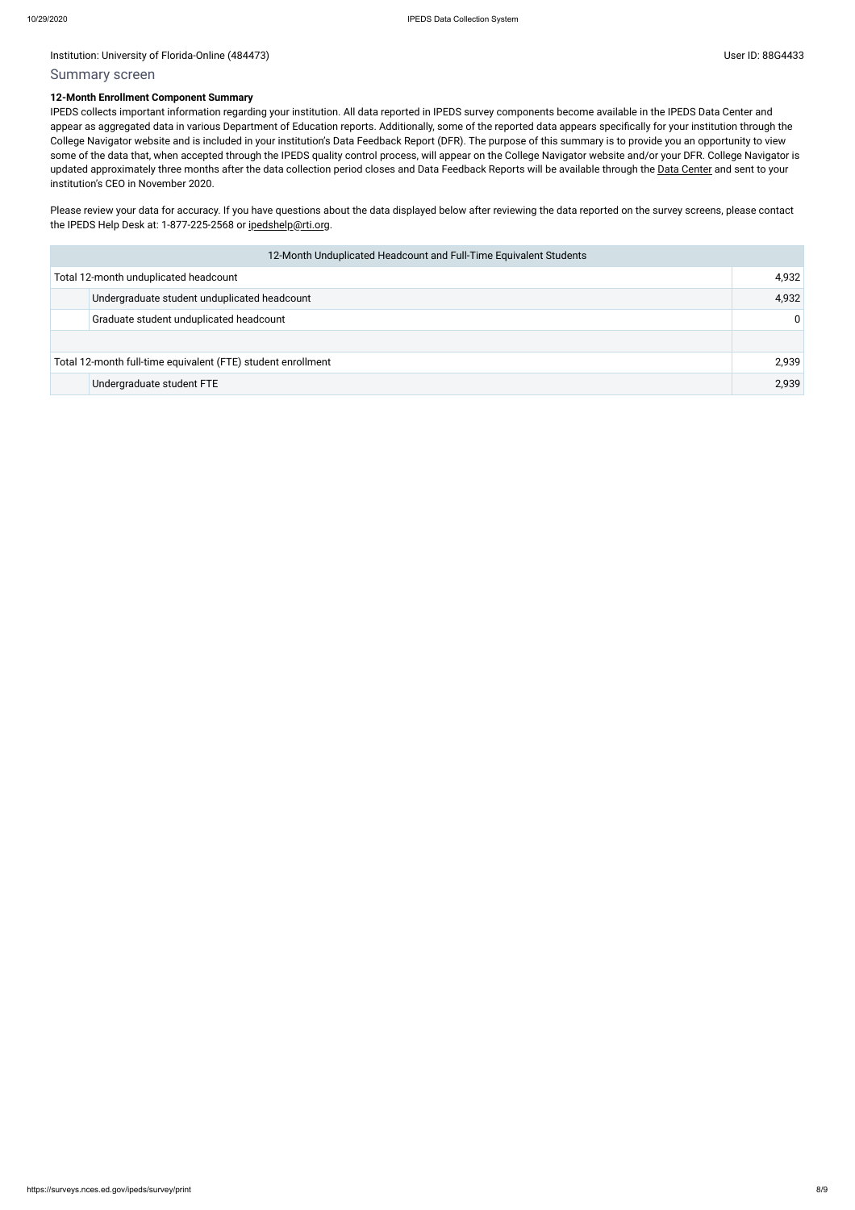Institution: University of Florida-Online (484473)

User ID: 88G4433

## Summary screen

**12-Month Enrollment Component Summary**

IPEDS collects important information regarding your institution. All data reported in IPEDS survey components become available in the IPEDS Data Center and appear as aggregated data in various Department of Education reports. Additionally, some of the reported data appears specifically for your institution through the College Navigator website and is included in your institution's Data Feedback Report (DFR). The purpose of this summary is to provide you an opportunity to view some of the data that, when accepted through the IPEDS quality control process, will appear on the College Navigator website and/or your DFR. College Navigator is updated approximately three months after the data collection period closes and Data Feedback Reports will be available through the Data Center and sent to your institution's CEO in November 2020.

Please review your data for accuracy. If you have questions about the data displayed below after reviewing the data reported on the survey screens, please contact the IPEDS Help Desk at: 1-877-225-2568 or ipedshelp@rti.org.

| 12-Month Unduplicated Headcount and Full-Time Equivalent Students | | |
|---|---|---|
| Total 12-month unduplicated headcount | | 4,932 |
| | Undergraduate student unduplicated headcount | 4,932 |
| | Graduate student unduplicated headcount | 0 |
| | | |
| Total 12-month full-time equivalent (FTE) student enrollment | | 2,939 |
| | Undergraduate student FTE | 2,939 |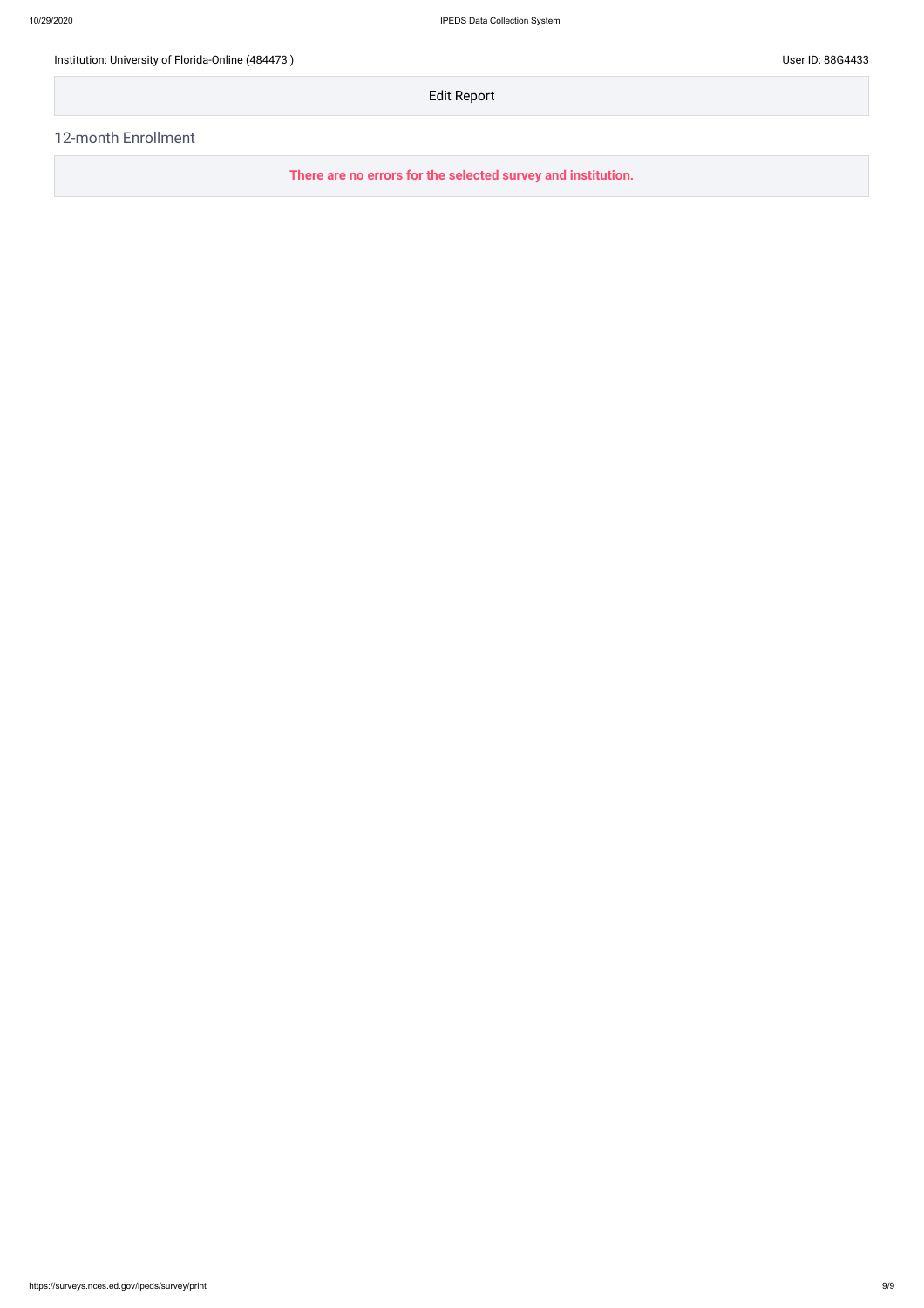Institution: University of Florida-Online (484473 )

User ID: 88G4433

Edit Report

## 12-month Enrollment

**There are no errors for the selected survey and institution.**